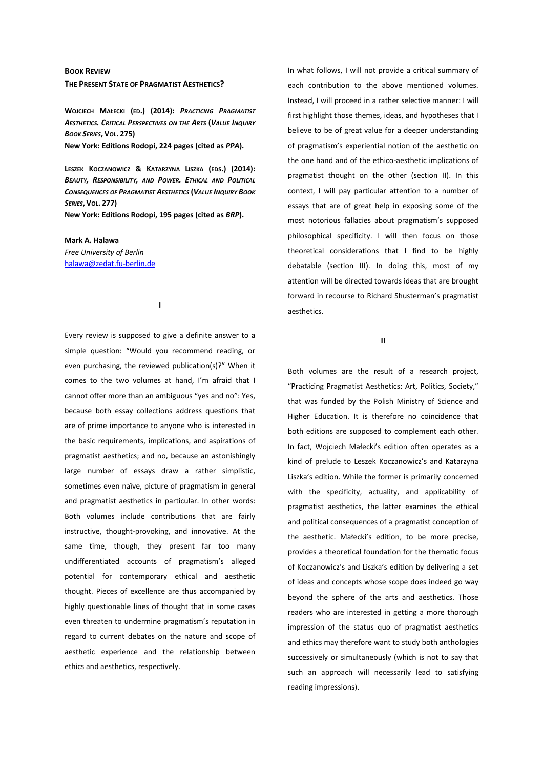**BOOK REVIEW**

# THE PRESENT STATE OF PRAGMATIST AESTHETICS?

**WOJCIECH MAŁECKI (ED.) (2014): *PRACTICING PRAGMATIST AESTHETICS. CRITICAL PERSPECTIVES ON THE ARTS* (*VALUE INQUIRY BOOK SERIES*, VOL. 275)**
**New York: Editions Rodopi, 224 pages (cited as *PPA*).**

**LESZEK KOCZANOWICZ & KATARZYNA LISZKA (EDS.) (2014): *BEAUTY, RESPONSIBILITY, AND POWER. ETHICAL AND POLITICAL CONSEQUENCES OF PRAGMATIST AESTHETICS* (*VALUE INQUIRY BOOK SERIES*, VOL. 277)**
**New York: Editions Rodopi, 195 pages (cited as *BRP*).**

**Mark A. Halawa**
*Free University of Berlin*
halawa@zedat.fu-berlin.de

## I

Every review is supposed to give a definite answer to a simple question: "Would you recommend reading, or even purchasing, the reviewed publication(s)?" When it comes to the two volumes at hand, I'm afraid that I cannot offer more than an ambiguous "yes and no": Yes, because both essay collections address questions that are of prime importance to anyone who is interested in the basic requirements, implications, and aspirations of pragmatist aesthetics; and no, because an astonishingly large number of essays draw a rather simplistic, sometimes even naïve, picture of pragmatism in general and pragmatist aesthetics in particular. In other words: Both volumes include contributions that are fairly instructive, thought-provoking, and innovative. At the same time, though, they present far too many undifferentiated accounts of pragmatism's alleged potential for contemporary ethical and aesthetic thought. Pieces of excellence are thus accompanied by highly questionable lines of thought that in some cases even threaten to undermine pragmatism's reputation in regard to current debates on the nature and scope of aesthetic experience and the relationship between ethics and aesthetics, respectively.

In what follows, I will not provide a critical summary of each contribution to the above mentioned volumes. Instead, I will proceed in a rather selective manner: I will first highlight those themes, ideas, and hypotheses that I believe to be of great value for a deeper understanding of pragmatism's experiential notion of the aesthetic on the one hand and of the ethico-aesthetic implications of pragmatist thought on the other (section II). In this context, I will pay particular attention to a number of essays that are of great help in exposing some of the most notorious fallacies about pragmatism's supposed philosophical specificity. I will then focus on those theoretical considerations that I find to be highly debatable (section III). In doing this, most of my attention will be directed towards ideas that are brought forward in recourse to Richard Shusterman's pragmatist aesthetics.

## II

Both volumes are the result of a research project, "Practicing Pragmatist Aesthetics: Art, Politics, Society," that was funded by the Polish Ministry of Science and Higher Education. It is therefore no coincidence that both editions are supposed to complement each other. In fact, Wojciech Małecki's edition often operates as a kind of prelude to Leszek Koczanowicz's and Katarzyna Liszka's edition. While the former is primarily concerned with the specificity, actuality, and applicability of pragmatist aesthetics, the latter examines the ethical and political consequences of a pragmatist conception of the aesthetic. Małecki's edition, to be more precise, provides a theoretical foundation for the thematic focus of Koczanowicz's and Liszka's edition by delivering a set of ideas and concepts whose scope does indeed go way beyond the sphere of the arts and aesthetics. Those readers who are interested in getting a more thorough impression of the status quo of pragmatist aesthetics and ethics may therefore want to study both anthologies successively or simultaneously (which is not to say that such an approach will necessarily lead to satisfying reading impressions).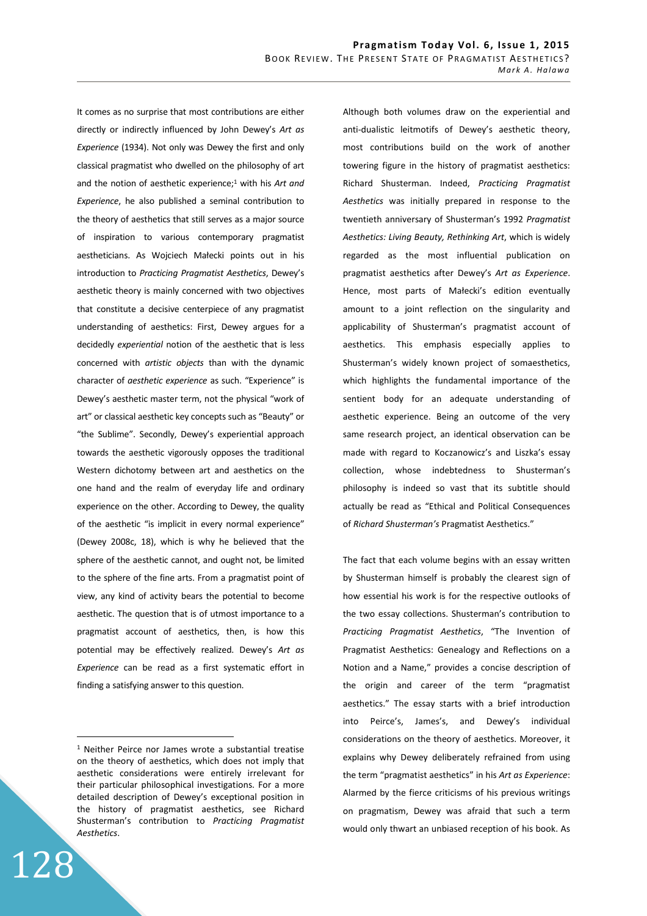It comes as no surprise that most contributions are either directly or indirectly influenced by John Dewey's *Art as Experience* (1934). Not only was Dewey the first and only classical pragmatist who dwelled on the philosophy of art and the notion of aesthetic experience;[1] with his *Art and Experience*, he also published a seminal contribution to the theory of aesthetics that still serves as a major source of inspiration to various contemporary pragmatist aestheticians. As Wojciech Małecki points out in his introduction to *Practicing Pragmatist Aesthetics*, Dewey's aesthetic theory is mainly concerned with two objectives that constitute a decisive centerpiece of any pragmatist understanding of aesthetics: First, Dewey argues for a decidedly *experiential* notion of the aesthetic that is less concerned with *artistic objects* than with the dynamic character of *aesthetic experience* as such. "Experience" is Dewey's aesthetic master term, not the physical "work of art" or classical aesthetic key concepts such as "Beauty" or "the Sublime". Secondly, Dewey's experiential approach towards the aesthetic vigorously opposes the traditional Western dichotomy between art and aesthetics on the one hand and the realm of everyday life and ordinary experience on the other. According to Dewey, the quality of the aesthetic "is implicit in every normal experience" (Dewey 2008c, 18), which is why he believed that the sphere of the aesthetic cannot, and ought not, be limited to the sphere of the fine arts. From a pragmatist point of view, any kind of activity bears the potential to become aesthetic. The question that is of utmost importance to a pragmatist account of aesthetics, then, is how this potential may be effectively realized. Dewey's *Art as Experience* can be read as a first systematic effort in finding a satisfying answer to this question.

Although both volumes draw on the experiential and anti-dualistic leitmotifs of Dewey's aesthetic theory, most contributions build on the work of another towering figure in the history of pragmatist aesthetics: Richard Shusterman. Indeed, *Practicing Pragmatist Aesthetics* was initially prepared in response to the twentieth anniversary of Shusterman's 1992 *Pragmatist Aesthetics: Living Beauty, Rethinking Art*, which is widely regarded as the most influential publication on pragmatist aesthetics after Dewey's *Art as Experience*. Hence, most parts of Małecki's edition eventually amount to a joint reflection on the singularity and applicability of Shusterman's pragmatist account of aesthetics. This emphasis especially applies to Shusterman's widely known project of somaesthetics, which highlights the fundamental importance of the sentient body for an adequate understanding of aesthetic experience. Being an outcome of the very same research project, an identical observation can be made with regard to Koczanowicz's and Liszka's essay collection, whose indebtedness to Shusterman's philosophy is indeed so vast that its subtitle should actually be read as "Ethical and Political Consequences of *Richard Shusterman's* Pragmatist Aesthetics."

The fact that each volume begins with an essay written by Shusterman himself is probably the clearest sign of how essential his work is for the respective outlooks of the two essay collections. Shusterman's contribution to *Practicing Pragmatist Aesthetics*, "The Invention of Pragmatist Aesthetics: Genealogy and Reflections on a Notion and a Name," provides a concise description of the origin and career of the term "pragmatist aesthetics." The essay starts with a brief introduction into Peirce's, James's, and Dewey's individual considerations on the theory of aesthetics. Moreover, it explains why Dewey deliberately refrained from using the term "pragmatist aesthetics" in his *Art as Experience*: Alarmed by the fierce criticisms of his previous writings on pragmatism, Dewey was afraid that such a term would only thwart an unbiased reception of his book. As

[1] Neither Peirce nor James wrote a substantial treatise on the theory of aesthetics, which does not imply that aesthetic considerations were entirely irrelevant for their particular philosophical investigations. For a more detailed description of Dewey's exceptional position in the history of pragmatist aesthetics, see Richard Shusterman's contribution to *Practicing Pragmatist Aesthetics*.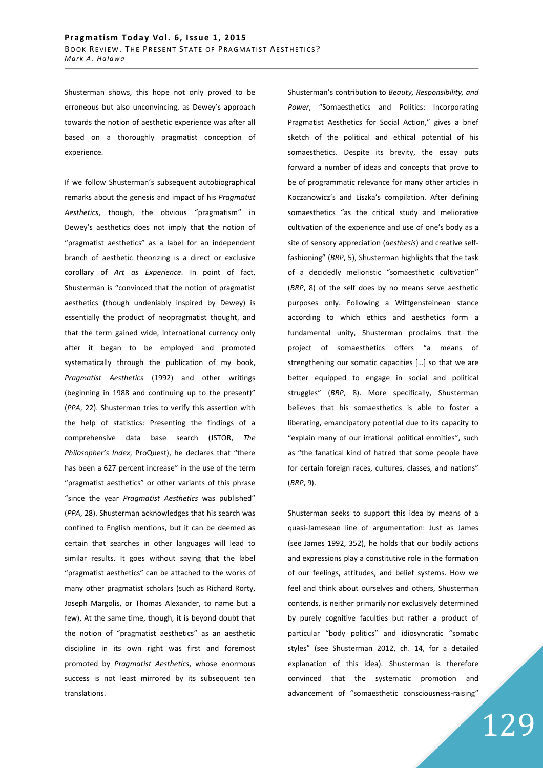Shusterman shows, this hope not only proved to be erroneous but also unconvincing, as Dewey's approach towards the notion of aesthetic experience was after all based on a thoroughly pragmatist conception of experience.

If we follow Shusterman's subsequent autobiographical remarks about the genesis and impact of his *Pragmatist Aesthetics*, though, the obvious "pragmatism" in Dewey's aesthetics does not imply that the notion of "pragmatist aesthetics" as a label for an independent branch of aesthetic theorizing is a direct or exclusive corollary of *Art as Experience*. In point of fact, Shusterman is "convinced that the notion of pragmatist aesthetics (though undeniably inspired by Dewey) is essentially the product of neopragmatist thought, and that the term gained wide, international currency only after it began to be employed and promoted systematically through the publication of my book, *Pragmatist Aesthetics* (1992) and other writings (beginning in 1988 and continuing up to the present)" (*PPA*, 22). Shusterman tries to verify this assertion with the help of statistics: Presenting the findings of a comprehensive data base search (JSTOR, *The Philosopher's Index*, ProQuest), he declares that "there has been a 627 percent increase" in the use of the term "pragmatist aesthetics" or other variants of this phrase "since the year *Pragmatist Aesthetics* was published" (*PPA*, 28). Shusterman acknowledges that his search was confined to English mentions, but it can be deemed as certain that searches in other languages will lead to similar results. It goes without saying that the label "pragmatist aesthetics" can be attached to the works of many other pragmatist scholars (such as Richard Rorty, Joseph Margolis, or Thomas Alexander, to name but a few). At the same time, though, it is beyond doubt that the notion of "pragmatist aesthetics" as an aesthetic discipline in its own right was first and foremost promoted by *Pragmatist Aesthetics*, whose enormous success is not least mirrored by its subsequent ten translations.

Shusterman's contribution to *Beauty, Responsibility, and Power*, "Somaesthetics and Politics: Incorporating Pragmatist Aesthetics for Social Action," gives a brief sketch of the political and ethical potential of his somaesthetics. Despite its brevity, the essay puts forward a number of ideas and concepts that prove to be of programmatic relevance for many other articles in Koczanowicz's and Liszka's compilation. After defining somaesthetics "as the critical study and meliorative cultivation of the experience and use of one's body as a site of sensory appreciation (*aesthesis*) and creative self-fashioning" (*BRP*, 5), Shusterman highlights that the task of a decidedly melioristic "somaesthetic cultivation" (*BRP*, 8) of the self does by no means serve aesthetic purposes only. Following a Wittgensteinean stance according to which ethics and aesthetics form a fundamental unity, Shusterman proclaims that the project of somaesthetics offers "a means of strengthening our somatic capacities […] so that we are better equipped to engage in social and political struggles" (*BRP*, 8). More specifically, Shusterman believes that his somaesthetics is able to foster a liberating, emancipatory potential due to its capacity to "explain many of our irrational political enmities", such as "the fanatical kind of hatred that some people have for certain foreign races, cultures, classes, and nations" (*BRP*, 9).

Shusterman seeks to support this idea by means of a quasi-Jamesean line of argumentation: Just as James (see James 1992, 352), he holds that our bodily actions and expressions play a constitutive role in the formation of our feelings, attitudes, and belief systems. How we feel and think about ourselves and others, Shusterman contends, is neither primarily nor exclusively determined by purely cognitive faculties but rather a product of particular "body politics" and idiosyncratic "somatic styles" (see Shusterman 2012, ch. 14, for a detailed explanation of this idea). Shusterman is therefore convinced that the systematic promotion and advancement of "somaesthetic consciousness-raising"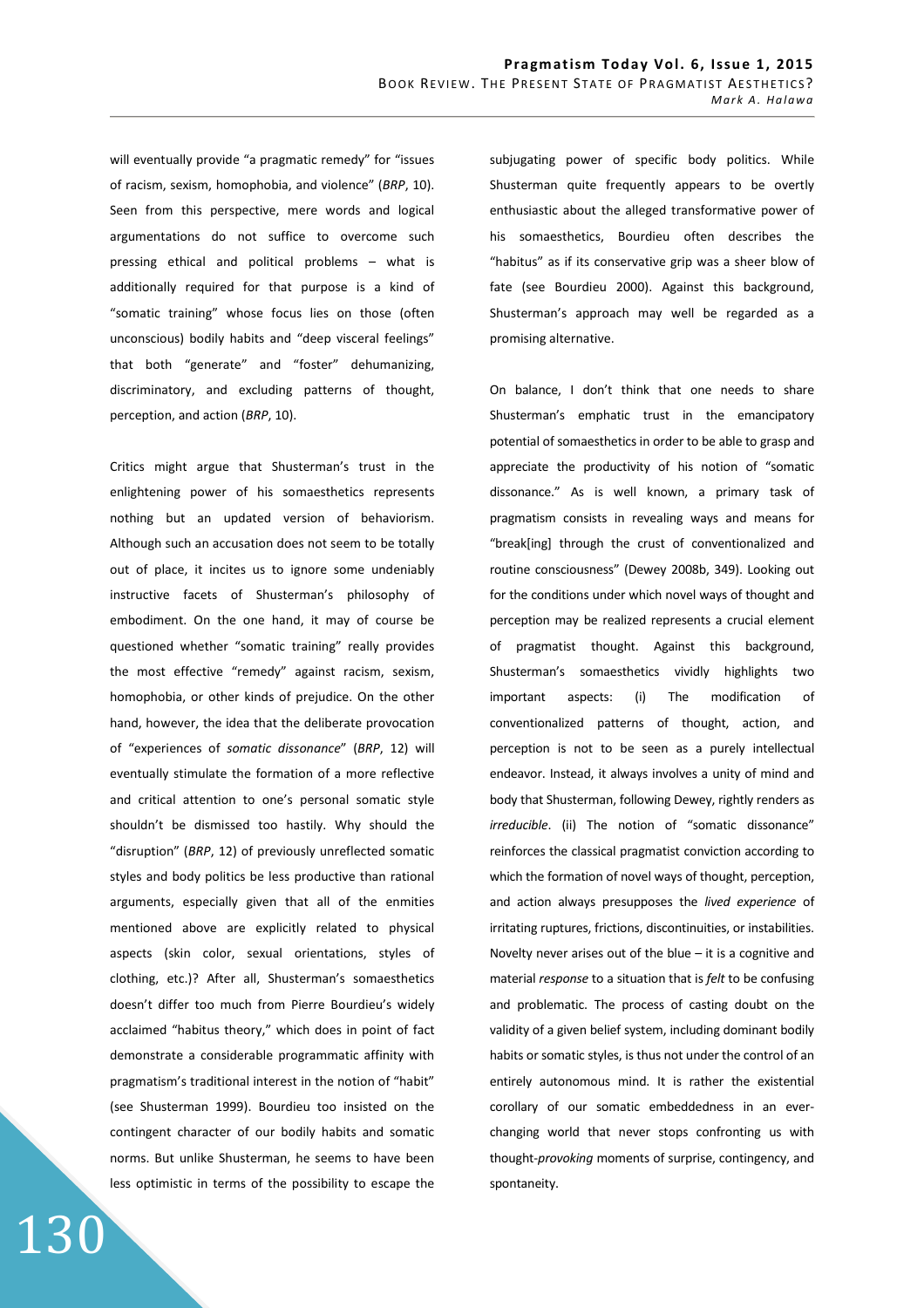will eventually provide "a pragmatic remedy" for "issues of racism, sexism, homophobia, and violence" (*BRP*, 10). Seen from this perspective, mere words and logical argumentations do not suffice to overcome such pressing ethical and political problems – what is additionally required for that purpose is a kind of "somatic training" whose focus lies on those (often unconscious) bodily habits and "deep visceral feelings" that both "generate" and "foster" dehumanizing, discriminatory, and excluding patterns of thought, perception, and action (*BRP*, 10).

Critics might argue that Shusterman's trust in the enlightening power of his somaesthetics represents nothing but an updated version of behaviorism. Although such an accusation does not seem to be totally out of place, it incites us to ignore some undeniably instructive facets of Shusterman's philosophy of embodiment. On the one hand, it may of course be questioned whether "somatic training" really provides the most effective "remedy" against racism, sexism, homophobia, or other kinds of prejudice. On the other hand, however, the idea that the deliberate provocation of "experiences of *somatic dissonance*" (*BRP*, 12) will eventually stimulate the formation of a more reflective and critical attention to one's personal somatic style shouldn't be dismissed too hastily. Why should the "disruption" (*BRP*, 12) of previously unreflected somatic styles and body politics be less productive than rational arguments, especially given that all of the enmities mentioned above are explicitly related to physical aspects (skin color, sexual orientations, styles of clothing, etc.)? After all, Shusterman's somaesthetics doesn't differ too much from Pierre Bourdieu's widely acclaimed "habitus theory," which does in point of fact demonstrate a considerable programmatic affinity with pragmatism's traditional interest in the notion of "habit" (see Shusterman 1999). Bourdieu too insisted on the contingent character of our bodily habits and somatic norms. But unlike Shusterman, he seems to have been less optimistic in terms of the possibility to escape the subjugating power of specific body politics. While Shusterman quite frequently appears to be overtly enthusiastic about the alleged transformative power of his somaesthetics, Bourdieu often describes the "habitus" as if its conservative grip was a sheer blow of fate (see Bourdieu 2000). Against this background, Shusterman's approach may well be regarded as a promising alternative.

On balance, I don't think that one needs to share Shusterman's emphatic trust in the emancipatory potential of somaesthetics in order to be able to grasp and appreciate the productivity of his notion of "somatic dissonance." As is well known, a primary task of pragmatism consists in revealing ways and means for "break[ing] through the crust of conventionalized and routine consciousness" (Dewey 2008b, 349). Looking out for the conditions under which novel ways of thought and perception may be realized represents a crucial element of pragmatist thought. Against this background, Shusterman's somaesthetics vividly highlights two important aspects: (i) The modification of conventionalized patterns of thought, action, and perception is not to be seen as a purely intellectual endeavor. Instead, it always involves a unity of mind and body that Shusterman, following Dewey, rightly renders as *irreducible*. (ii) The notion of "somatic dissonance" reinforces the classical pragmatist conviction according to which the formation of novel ways of thought, perception, and action always presupposes the *lived experience* of irritating ruptures, frictions, discontinuities, or instabilities. Novelty never arises out of the blue – it is a cognitive and material *response* to a situation that is *felt* to be confusing and problematic. The process of casting doubt on the validity of a given belief system, including dominant bodily habits or somatic styles, is thus not under the control of an entirely autonomous mind. It is rather the existential corollary of our somatic embeddedness in an ever-changing world that never stops confronting us with thought-*provoking* moments of surprise, contingency, and spontaneity.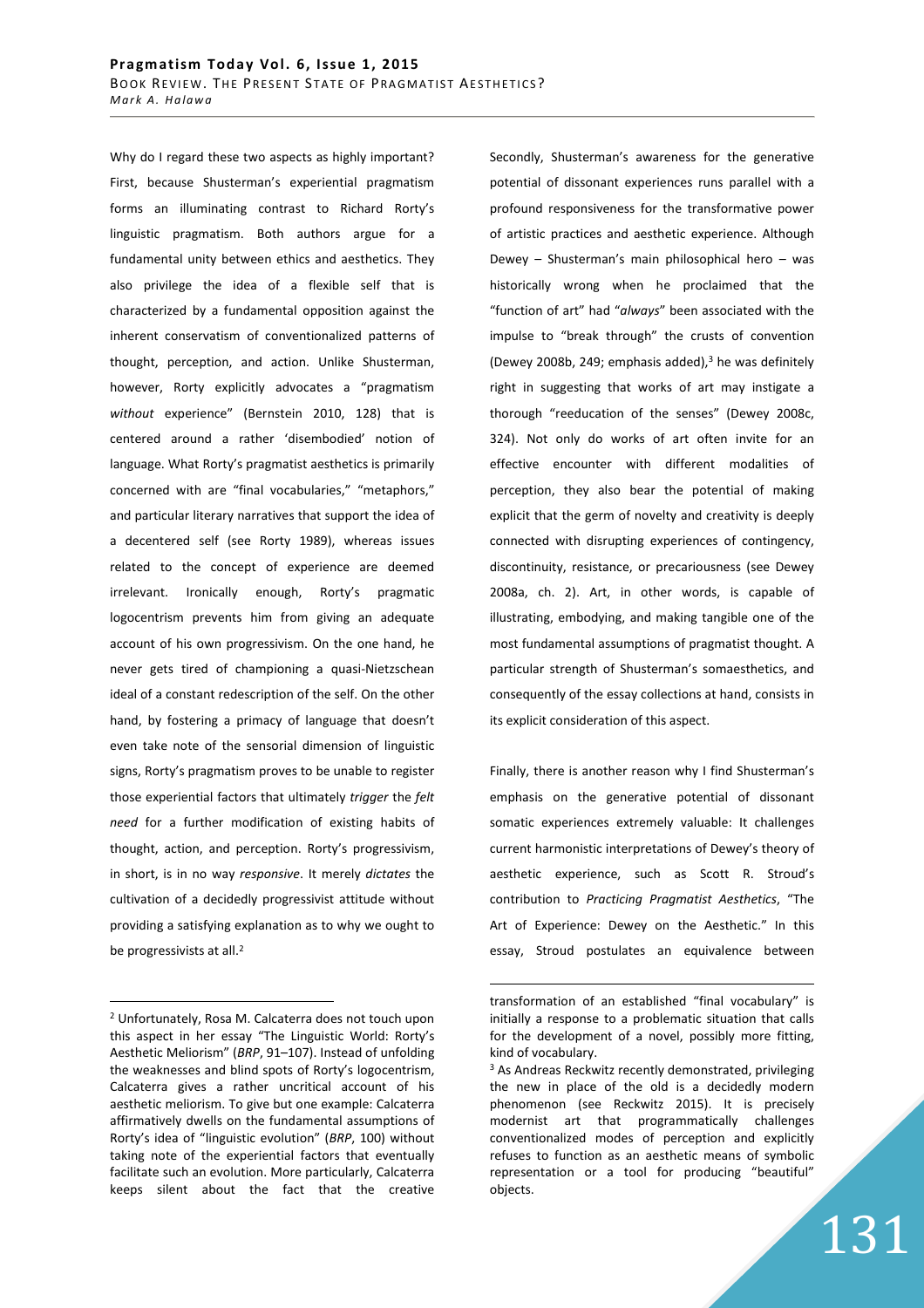Why do I regard these two aspects as highly important? First, because Shusterman's experiential pragmatism forms an illuminating contrast to Richard Rorty's linguistic pragmatism. Both authors argue for a fundamental unity between ethics and aesthetics. They also privilege the idea of a flexible self that is characterized by a fundamental opposition against the inherent conservatism of conventionalized patterns of thought, perception, and action. Unlike Shusterman, however, Rorty explicitly advocates a "pragmatism *without* experience" (Bernstein 2010, 128) that is centered around a rather 'disembodied' notion of language. What Rorty's pragmatist aesthetics is primarily concerned with are "final vocabularies," "metaphors," and particular literary narratives that support the idea of a decentered self (see Rorty 1989), whereas issues related to the concept of experience are deemed irrelevant. Ironically enough, Rorty's pragmatic logocentrism prevents him from giving an adequate account of his own progressivism. On the one hand, he never gets tired of championing a quasi-Nietzschean ideal of a constant redescription of the self. On the other hand, by fostering a primacy of language that doesn't even take note of the sensorial dimension of linguistic signs, Rorty's pragmatism proves to be unable to register those experiential factors that ultimately *trigger* the *felt need* for a further modification of existing habits of thought, action, and perception. Rorty's progressivism, in short, is in no way *responsive*. It merely *dictates* the cultivation of a decidedly progressivist attitude without providing a satisfying explanation as to why we ought to be progressivists at all.[2]

Secondly, Shusterman's awareness for the generative potential of dissonant experiences runs parallel with a profound responsiveness for the transformative power of artistic practices and aesthetic experience. Although Dewey – Shusterman's main philosophical hero – was historically wrong when he proclaimed that the "function of art" had "*always*" been associated with the impulse to "break through" the crusts of convention (Dewey 2008b, 249; emphasis added),[3] he was definitely right in suggesting that works of art may instigate a thorough "reeducation of the senses" (Dewey 2008c, 324). Not only do works of art often invite for an effective encounter with different modalities of perception, they also bear the potential of making explicit that the germ of novelty and creativity is deeply connected with disrupting experiences of contingency, discontinuity, resistance, or precariousness (see Dewey 2008a, ch. 2). Art, in other words, is capable of illustrating, embodying, and making tangible one of the most fundamental assumptions of pragmatist thought. A particular strength of Shusterman's somaesthetics, and consequently of the essay collections at hand, consists in its explicit consideration of this aspect.

Finally, there is another reason why I find Shusterman's emphasis on the generative potential of dissonant somatic experiences extremely valuable: It challenges current harmonistic interpretations of Dewey's theory of aesthetic experience, such as Scott R. Stroud's contribution to *Practicing Pragmatist Aesthetics*, "The Art of Experience: Dewey on the Aesthetic." In this essay, Stroud postulates an equivalence between

---

[2] Unfortunately, Rosa M. Calcaterra does not touch upon this aspect in her essay "The Linguistic World: Rorty's Aesthetic Meliorism" (*BRP*, 91–107). Instead of unfolding the weaknesses and blind spots of Rorty's logocentrism, Calcaterra gives a rather uncritical account of his aesthetic meliorism. To give but one example: Calcaterra affirmatively dwells on the fundamental assumptions of Rorty's idea of "linguistic evolution" (*BRP*, 100) without taking note of the experiential factors that eventually facilitate such an evolution. More particularly, Calcaterra keeps silent about the fact that the creative transformation of an established "final vocabulary" is initially a response to a problematic situation that calls for the development of a novel, possibly more fitting, kind of vocabulary.

[3] As Andreas Reckwitz recently demonstrated, privileging the new in place of the old is a decidedly modern phenomenon (see Reckwitz 2015). It is precisely modernist art that programmatically challenges conventionalized modes of perception and explicitly refuses to function as an aesthetic means of symbolic representation or a tool for producing "beautiful" objects.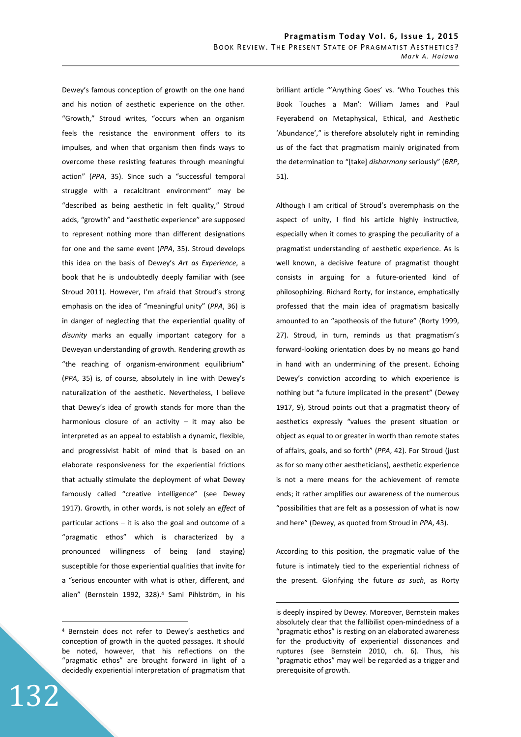Dewey's famous conception of growth on the one hand and his notion of aesthetic experience on the other. "Growth," Stroud writes, "occurs when an organism feels the resistance the environment offers to its impulses, and when that organism then finds ways to overcome these resisting features through meaningful action" (*PPA*, 35). Since such a "successful temporal struggle with a recalcitrant environment" may be "described as being aesthetic in felt quality," Stroud adds, "growth" and "aesthetic experience" are supposed to represent nothing more than different designations for one and the same event (*PPA*, 35). Stroud develops this idea on the basis of Dewey's *Art as Experience*, a book that he is undoubtedly deeply familiar with (see Stroud 2011). However, I'm afraid that Stroud's strong emphasis on the idea of "meaningful unity" (*PPA*, 36) is in danger of neglecting that the experiential quality of *disunity* marks an equally important category for a Deweyan understanding of growth. Rendering growth as "the reaching of organism-environment equilibrium" (*PPA*, 35) is, of course, absolutely in line with Dewey's naturalization of the aesthetic. Nevertheless, I believe that Dewey's idea of growth stands for more than the harmonious closure of an activity – it may also be interpreted as an appeal to establish a dynamic, flexible, and progressivist habit of mind that is based on an elaborate responsiveness for the experiential frictions that actually stimulate the deployment of what Dewey famously called "creative intelligence" (see Dewey 1917). Growth, in other words, is not solely an *effect* of particular actions – it is also the goal and outcome of a "pragmatic ethos" which is characterized by a pronounced willingness of being (and staying) susceptible for those experiential qualities that invite for a "serious encounter with what is other, different, and alien" (Bernstein 1992, 328).[4] Sami Pihlström, in his brilliant article "'Anything Goes' vs. 'Who Touches this Book Touches a Man': William James and Paul Feyerabend on Metaphysical, Ethical, and Aesthetic 'Abundance'," is therefore absolutely right in reminding us of the fact that pragmatism mainly originated from the determination to "[take] *disharmony* seriously" (*BRP*, 51).

Although I am critical of Stroud's overemphasis on the aspect of unity, I find his article highly instructive, especially when it comes to grasping the peculiarity of a pragmatist understanding of aesthetic experience. As is well known, a decisive feature of pragmatist thought consists in arguing for a future-oriented kind of philosophizing. Richard Rorty, for instance, emphatically professed that the main idea of pragmatism basically amounted to an "apotheosis of the future" (Rorty 1999, 27). Stroud, in turn, reminds us that pragmatism's forward-looking orientation does by no means go hand in hand with an undermining of the present. Echoing Dewey's conviction according to which experience is nothing but "a future implicated in the present" (Dewey 1917, 9), Stroud points out that a pragmatist theory of aesthetics expressly "values the present situation or object as equal to or greater in worth than remote states of affairs, goals, and so forth" (*PPA*, 42). For Stroud (just as for so many other aestheticians), aesthetic experience is not a mere means for the achievement of remote ends; it rather amplifies our awareness of the numerous "possibilities that are felt as a possession of what is now and here" (Dewey, as quoted from Stroud in *PPA*, 43).

According to this position, the pragmatic value of the future is intimately tied to the experiential richness of the present. Glorifying the future *as such*, as Rorty

---

[4] Bernstein does not refer to Dewey's aesthetics and conception of growth in the quoted passages. It should be noted, however, that his reflections on the "pragmatic ethos" are brought forward in light of a decidedly experiential interpretation of pragmatism that is deeply inspired by Dewey. Moreover, Bernstein makes absolutely clear that the fallibilist open-mindedness of a "pragmatic ethos" is resting on an elaborated awareness for the productivity of experiential dissonances and ruptures (see Bernstein 2010, ch. 6). Thus, his "pragmatic ethos" may well be regarded as a trigger and prerequisite of growth.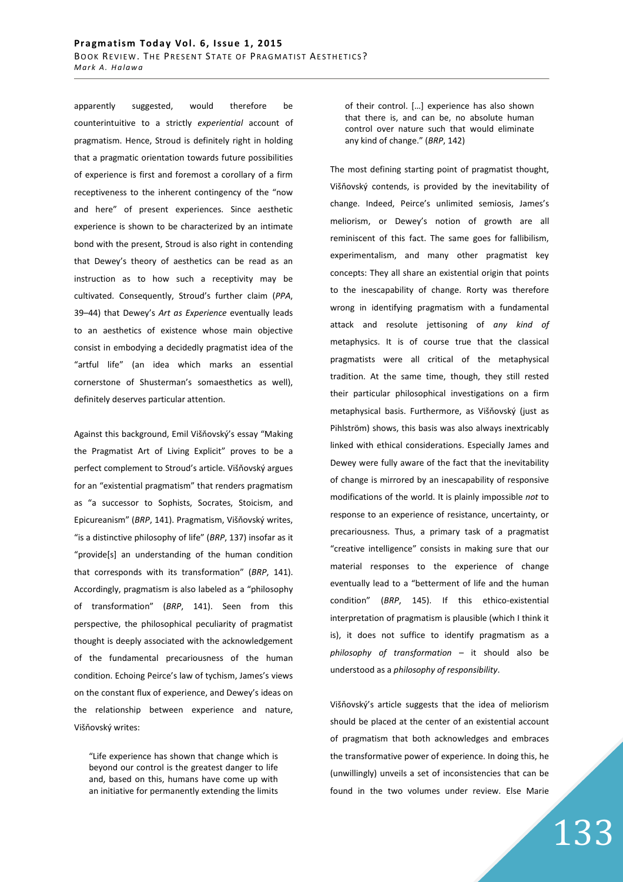apparently suggested, would therefore be counterintuitive to a strictly *experiential* account of pragmatism. Hence, Stroud is definitely right in holding that a pragmatic orientation towards future possibilities of experience is first and foremost a corollary of a firm receptiveness to the inherent contingency of the "now and here" of present experiences. Since aesthetic experience is shown to be characterized by an intimate bond with the present, Stroud is also right in contending that Dewey's theory of aesthetics can be read as an instruction as to how such a receptivity may be cultivated. Consequently, Stroud's further claim (*PPA*, 39–44) that Dewey's *Art as Experience* eventually leads to an aesthetics of existence whose main objective consist in embodying a decidedly pragmatist idea of the "artful life" (an idea which marks an essential cornerstone of Shusterman's somaesthetics as well), definitely deserves particular attention.

Against this background, Emil Višňovský's essay "Making the Pragmatist Art of Living Explicit" proves to be a perfect complement to Stroud's article. Višňovský argues for an "existential pragmatism" that renders pragmatism as "a successor to Sophists, Socrates, Stoicism, and Epicureanism" (*BRP*, 141). Pragmatism, Višňovský writes, "is a distinctive philosophy of life" (*BRP*, 137) insofar as it "provide[s] an understanding of the human condition that corresponds with its transformation" (*BRP*, 141). Accordingly, pragmatism is also labeled as a "philosophy of transformation" (*BRP*, 141). Seen from this perspective, the philosophical peculiarity of pragmatist thought is deeply associated with the acknowledgement of the fundamental precariousness of the human condition. Echoing Peirce's law of tychism, James's views on the constant flux of experience, and Dewey's ideas on the relationship between experience and nature, Višňovský writes:

> "Life experience has shown that change which is beyond our control is the greatest danger to life and, based on this, humans have come up with an initiative for permanently extending the limits of their control. […] experience has also shown that there is, and can be, no absolute human control over nature such that would eliminate any kind of change." (*BRP*, 142)

The most defining starting point of pragmatist thought, Višňovský contends, is provided by the inevitability of change. Indeed, Peirce's unlimited semiosis, James's meliorism, or Dewey's notion of growth are all reminiscent of this fact. The same goes for fallibilism, experimentalism, and many other pragmatist key concepts: They all share an existential origin that points to the inescapability of change. Rorty was therefore wrong in identifying pragmatism with a fundamental attack and resolute jettisoning of *any kind of* metaphysics. It is of course true that the classical pragmatists were all critical of the metaphysical tradition. At the same time, though, they still rested their particular philosophical investigations on a firm metaphysical basis. Furthermore, as Višňovský (just as Pihlström) shows, this basis was also always inextricably linked with ethical considerations. Especially James and Dewey were fully aware of the fact that the inevitability of change is mirrored by an inescapability of responsive modifications of the world. It is plainly impossible *not* to response to an experience of resistance, uncertainty, or precariousness. Thus, a primary task of a pragmatist "creative intelligence" consists in making sure that our material responses to the experience of change eventually lead to a "betterment of life and the human condition" (*BRP*, 145). If this ethico-existential interpretation of pragmatism is plausible (which I think it is), it does not suffice to identify pragmatism as a *philosophy of transformation* – it should also be understood as a *philosophy of responsibility*.

Višňovský's article suggests that the idea of meliorism should be placed at the center of an existential account of pragmatism that both acknowledges and embraces the transformative power of experience. In doing this, he (unwillingly) unveils a set of inconsistencies that can be found in the two volumes under review. Else Marie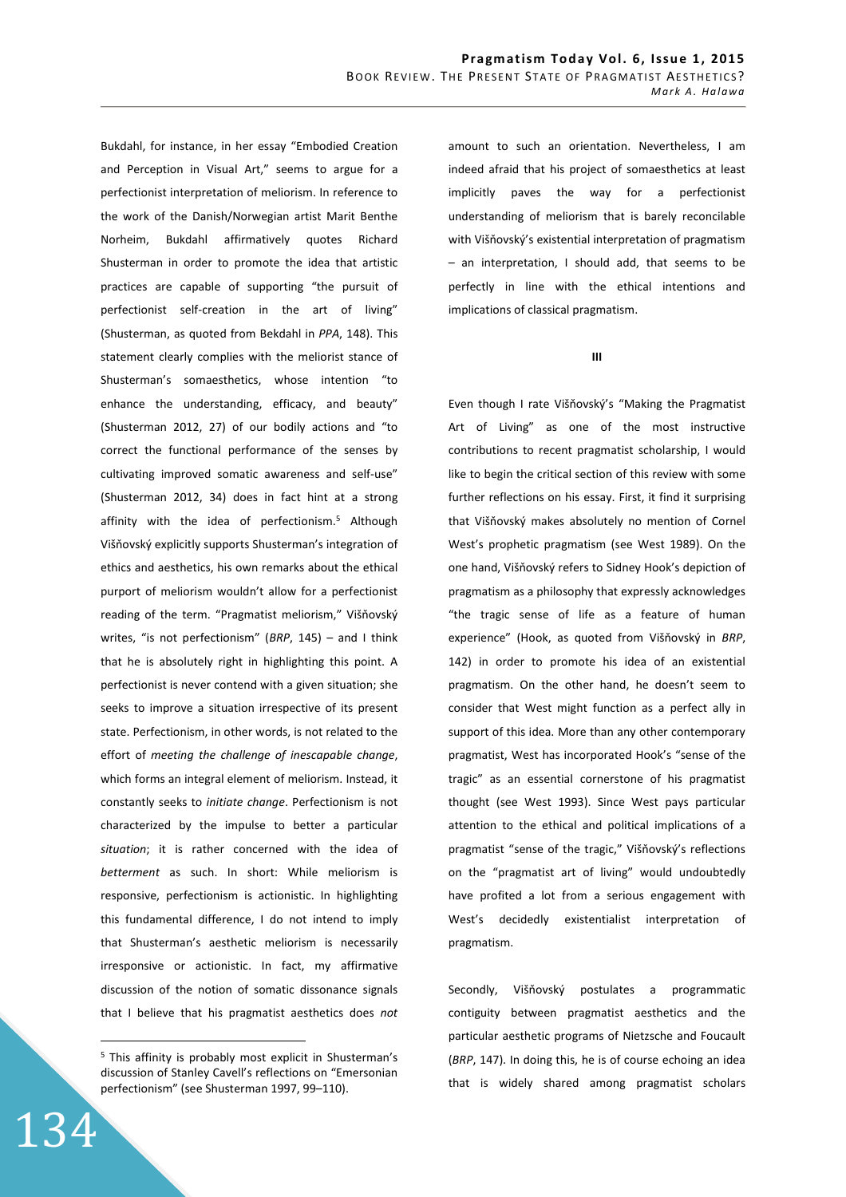Bukdahl, for instance, in her essay "Embodied Creation and Perception in Visual Art," seems to argue for a perfectionist interpretation of meliorism. In reference to the work of the Danish/Norwegian artist Marit Benthe Norheim, Bukdahl affirmatively quotes Richard Shusterman in order to promote the idea that artistic practices are capable of supporting "the pursuit of perfectionist self-creation in the art of living" (Shusterman, as quoted from Bekdahl in *PPA*, 148). This statement clearly complies with the meliorist stance of Shusterman's somaesthetics, whose intention "to enhance the understanding, efficacy, and beauty" (Shusterman 2012, 27) of our bodily actions and "to correct the functional performance of the senses by cultivating improved somatic awareness and self-use" (Shusterman 2012, 34) does in fact hint at a strong affinity with the idea of perfectionism.[5] Although Višňovský explicitly supports Shusterman's integration of ethics and aesthetics, his own remarks about the ethical purport of meliorism wouldn't allow for a perfectionist reading of the term. "Pragmatist meliorism," Višňovský writes, "is not perfectionism" (*BRP*, 145) – and I think that he is absolutely right in highlighting this point. A perfectionist is never contend with a given situation; she seeks to improve a situation irrespective of its present state. Perfectionism, in other words, is not related to the effort of *meeting the challenge of inescapable change*, which forms an integral element of meliorism. Instead, it constantly seeks to *initiate change*. Perfectionism is not characterized by the impulse to better a particular *situation*; it is rather concerned with the idea of *betterment* as such. In short: While meliorism is responsive, perfectionism is actionistic. In highlighting this fundamental difference, I do not intend to imply that Shusterman's aesthetic meliorism is necessarily irresponsive or actionistic. In fact, my affirmative discussion of the notion of somatic dissonance signals that I believe that his pragmatist aesthetics does *not* amount to such an orientation. Nevertheless, I am indeed afraid that his project of somaesthetics at least implicitly paves the way for a perfectionist understanding of meliorism that is barely reconcilable with Višňovský's existential interpretation of pragmatism – an interpretation, I should add, that seems to be perfectly in line with the ethical intentions and implications of classical pragmatism.

### III

Even though I rate Višňovský's "Making the Pragmatist Art of Living" as one of the most instructive contributions to recent pragmatist scholarship, I would like to begin the critical section of this review with some further reflections on his essay. First, it find it surprising that Višňovský makes absolutely no mention of Cornel West's prophetic pragmatism (see West 1989). On the one hand, Višňovský refers to Sidney Hook's depiction of pragmatism as a philosophy that expressly acknowledges "the tragic sense of life as a feature of human experience" (Hook, as quoted from Višňovský in *BRP*, 142) in order to promote his idea of an existential pragmatism. On the other hand, he doesn't seem to consider that West might function as a perfect ally in support of this idea. More than any other contemporary pragmatist, West has incorporated Hook's "sense of the tragic" as an essential cornerstone of his pragmatist thought (see West 1993). Since West pays particular attention to the ethical and political implications of a pragmatist "sense of the tragic," Višňovský's reflections on the "pragmatist art of living" would undoubtedly have profited a lot from a serious engagement with West's decidedly existentialist interpretation of pragmatism.

Secondly, Višňovský postulates a programmatic contiguity between pragmatist aesthetics and the particular aesthetic programs of Nietzsche and Foucault (*BRP*, 147). In doing this, he is of course echoing an idea that is widely shared among pragmatist scholars

---

[5] This affinity is probably most explicit in Shusterman's discussion of Stanley Cavell's reflections on "Emersonian perfectionism" (see Shusterman 1997, 99–110).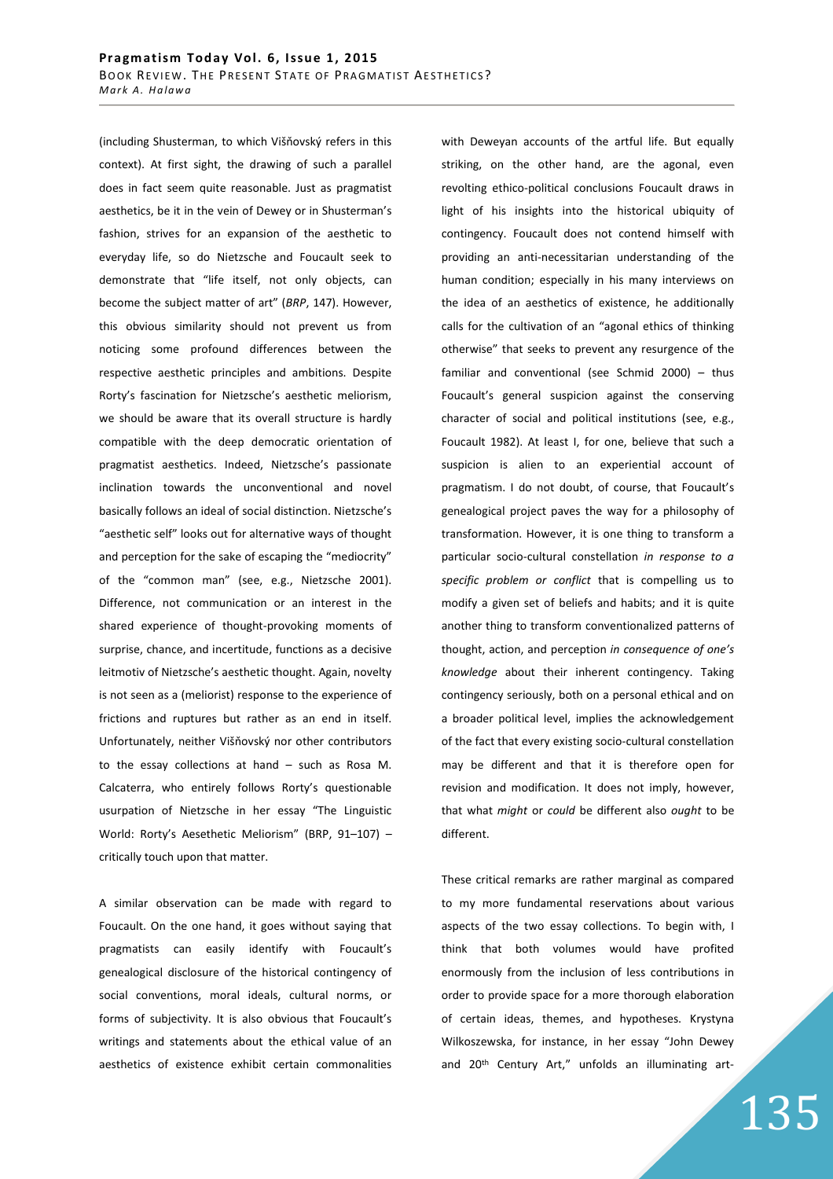(including Shusterman, to which Višňovský refers in this context). At first sight, the drawing of such a parallel does in fact seem quite reasonable. Just as pragmatist aesthetics, be it in the vein of Dewey or in Shusterman's fashion, strives for an expansion of the aesthetic to everyday life, so do Nietzsche and Foucault seek to demonstrate that "life itself, not only objects, can become the subject matter of art" (*BRP*, 147). However, this obvious similarity should not prevent us from noticing some profound differences between the respective aesthetic principles and ambitions. Despite Rorty's fascination for Nietzsche's aesthetic meliorism, we should be aware that its overall structure is hardly compatible with the deep democratic orientation of pragmatist aesthetics. Indeed, Nietzsche's passionate inclination towards the unconventional and novel basically follows an ideal of social distinction. Nietzsche's "aesthetic self" looks out for alternative ways of thought and perception for the sake of escaping the "mediocrity" of the "common man" (see, e.g., Nietzsche 2001). Difference, not communication or an interest in the shared experience of thought-provoking moments of surprise, chance, and incertitude, functions as a decisive leitmotiv of Nietzsche's aesthetic thought. Again, novelty is not seen as a (meliorist) response to the experience of frictions and ruptures but rather as an end in itself. Unfortunately, neither Višňovský nor other contributors to the essay collections at hand – such as Rosa M. Calcaterra, who entirely follows Rorty's questionable usurpation of Nietzsche in her essay "The Linguistic World: Rorty's Aesethetic Meliorism" (BRP, 91–107) – critically touch upon that matter.

A similar observation can be made with regard to Foucault. On the one hand, it goes without saying that pragmatists can easily identify with Foucault's genealogical disclosure of the historical contingency of social conventions, moral ideals, cultural norms, or forms of subjectivity. It is also obvious that Foucault's writings and statements about the ethical value of an aesthetics of existence exhibit certain commonalities with Deweyan accounts of the artful life. But equally striking, on the other hand, are the agonal, even revolting ethico-political conclusions Foucault draws in light of his insights into the historical ubiquity of contingency. Foucault does not contend himself with providing an anti-necessitarian understanding of the human condition; especially in his many interviews on the idea of an aesthetics of existence, he additionally calls for the cultivation of an "agonal ethics of thinking otherwise" that seeks to prevent any resurgence of the familiar and conventional (see Schmid 2000) – thus Foucault's general suspicion against the conserving character of social and political institutions (see, e.g., Foucault 1982). At least I, for one, believe that such a suspicion is alien to an experiential account of pragmatism. I do not doubt, of course, that Foucault's genealogical project paves the way for a philosophy of transformation. However, it is one thing to transform a particular socio-cultural constellation *in response to a specific problem or conflict* that is compelling us to modify a given set of beliefs and habits; and it is quite another thing to transform conventionalized patterns of thought, action, and perception *in consequence of one's knowledge* about their inherent contingency. Taking contingency seriously, both on a personal ethical and on a broader political level, implies the acknowledgement of the fact that every existing socio-cultural constellation may be different and that it is therefore open for revision and modification. It does not imply, however, that what *might* or *could* be different also *ought* to be different.

These critical remarks are rather marginal as compared to my more fundamental reservations about various aspects of the two essay collections. To begin with, I think that both volumes would have profited enormously from the inclusion of less contributions in order to provide space for a more thorough elaboration of certain ideas, themes, and hypotheses. Krystyna Wilkoszewska, for instance, in her essay "John Dewey and 20th Century Art," unfolds an illuminating art-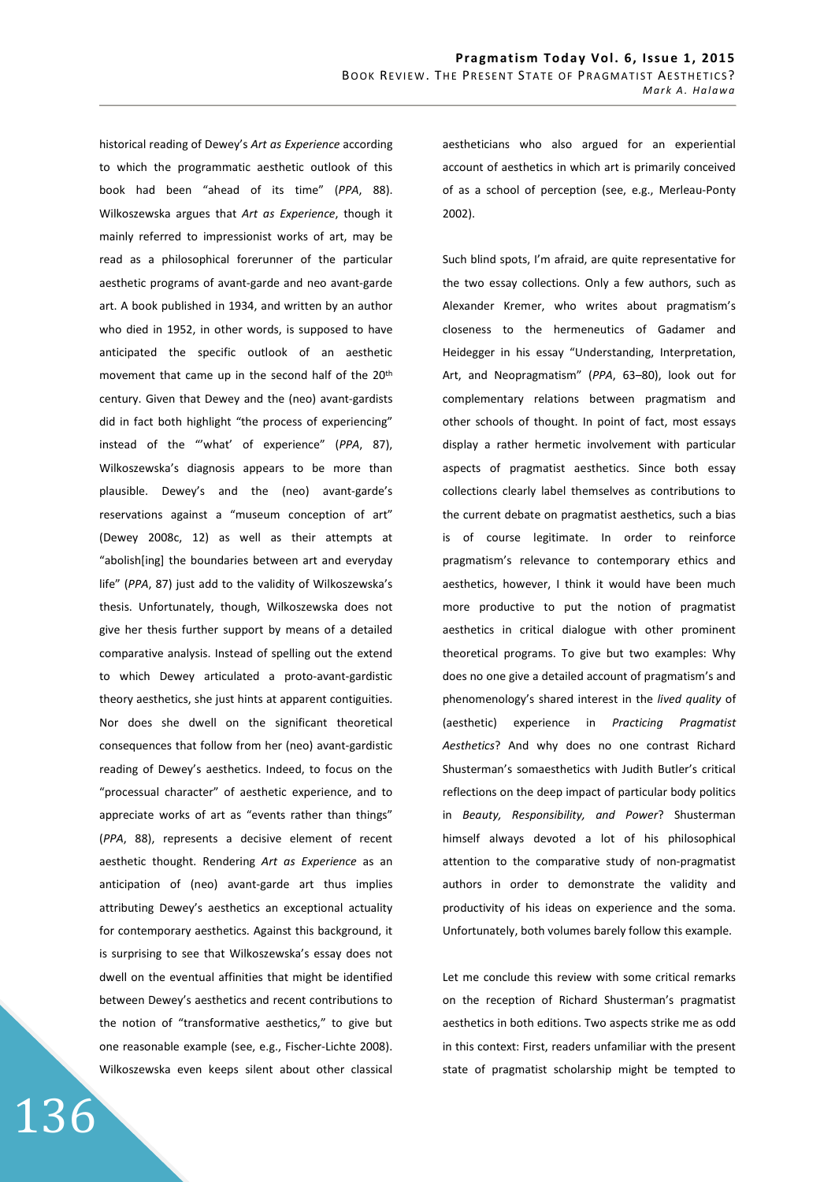historical reading of Dewey's *Art as Experience* according to which the programmatic aesthetic outlook of this book had been "ahead of its time" (*PPA*, 88). Wilkoszewska argues that *Art as Experience*, though it mainly referred to impressionist works of art, may be read as a philosophical forerunner of the particular aesthetic programs of avant-garde and neo avant-garde art. A book published in 1934, and written by an author who died in 1952, in other words, is supposed to have anticipated the specific outlook of an aesthetic movement that came up in the second half of the 20th century. Given that Dewey and the (neo) avant-gardists did in fact both highlight "the process of experiencing" instead of the "'what' of experience" (*PPA*, 87), Wilkoszewska's diagnosis appears to be more than plausible. Dewey's and the (neo) avant-garde's reservations against a "museum conception of art" (Dewey 2008c, 12) as well as their attempts at "abolish[ing] the boundaries between art and everyday life" (*PPA*, 87) just add to the validity of Wilkoszewska's thesis. Unfortunately, though, Wilkoszewska does not give her thesis further support by means of a detailed comparative analysis. Instead of spelling out the extend to which Dewey articulated a proto-avant-gardistic theory aesthetics, she just hints at apparent contiguities. Nor does she dwell on the significant theoretical consequences that follow from her (neo) avant-gardistic reading of Dewey's aesthetics. Indeed, to focus on the "processual character" of aesthetic experience, and to appreciate works of art as "events rather than things" (*PPA*, 88), represents a decisive element of recent aesthetic thought. Rendering *Art as Experience* as an anticipation of (neo) avant-garde art thus implies attributing Dewey's aesthetics an exceptional actuality for contemporary aesthetics. Against this background, it is surprising to see that Wilkoszewska's essay does not dwell on the eventual affinities that might be identified between Dewey's aesthetics and recent contributions to the notion of "transformative aesthetics," to give but one reasonable example (see, e.g., Fischer-Lichte 2008). Wilkoszewska even keeps silent about other classical aestheticians who also argued for an experiential account of aesthetics in which art is primarily conceived of as a school of perception (see, e.g., Merleau-Ponty 2002).

Such blind spots, I'm afraid, are quite representative for the two essay collections. Only a few authors, such as Alexander Kremer, who writes about pragmatism's closeness to the hermeneutics of Gadamer and Heidegger in his essay "Understanding, Interpretation, Art, and Neopragmatism" (*PPA*, 63–80), look out for complementary relations between pragmatism and other schools of thought. In point of fact, most essays display a rather hermetic involvement with particular aspects of pragmatist aesthetics. Since both essay collections clearly label themselves as contributions to the current debate on pragmatist aesthetics, such a bias is of course legitimate. In order to reinforce pragmatism's relevance to contemporary ethics and aesthetics, however, I think it would have been much more productive to put the notion of pragmatist aesthetics in critical dialogue with other prominent theoretical programs. To give but two examples: Why does no one give a detailed account of pragmatism's and phenomenology's shared interest in the *lived quality* of (aesthetic) experience in *Practicing Pragmatist Aesthetics*? And why does no one contrast Richard Shusterman's somaesthetics with Judith Butler's critical reflections on the deep impact of particular body politics in *Beauty, Responsibility, and Power*? Shusterman himself always devoted a lot of his philosophical attention to the comparative study of non-pragmatist authors in order to demonstrate the validity and productivity of his ideas on experience and the soma. Unfortunately, both volumes barely follow this example.

Let me conclude this review with some critical remarks on the reception of Richard Shusterman's pragmatist aesthetics in both editions. Two aspects strike me as odd in this context: First, readers unfamiliar with the present state of pragmatist scholarship might be tempted to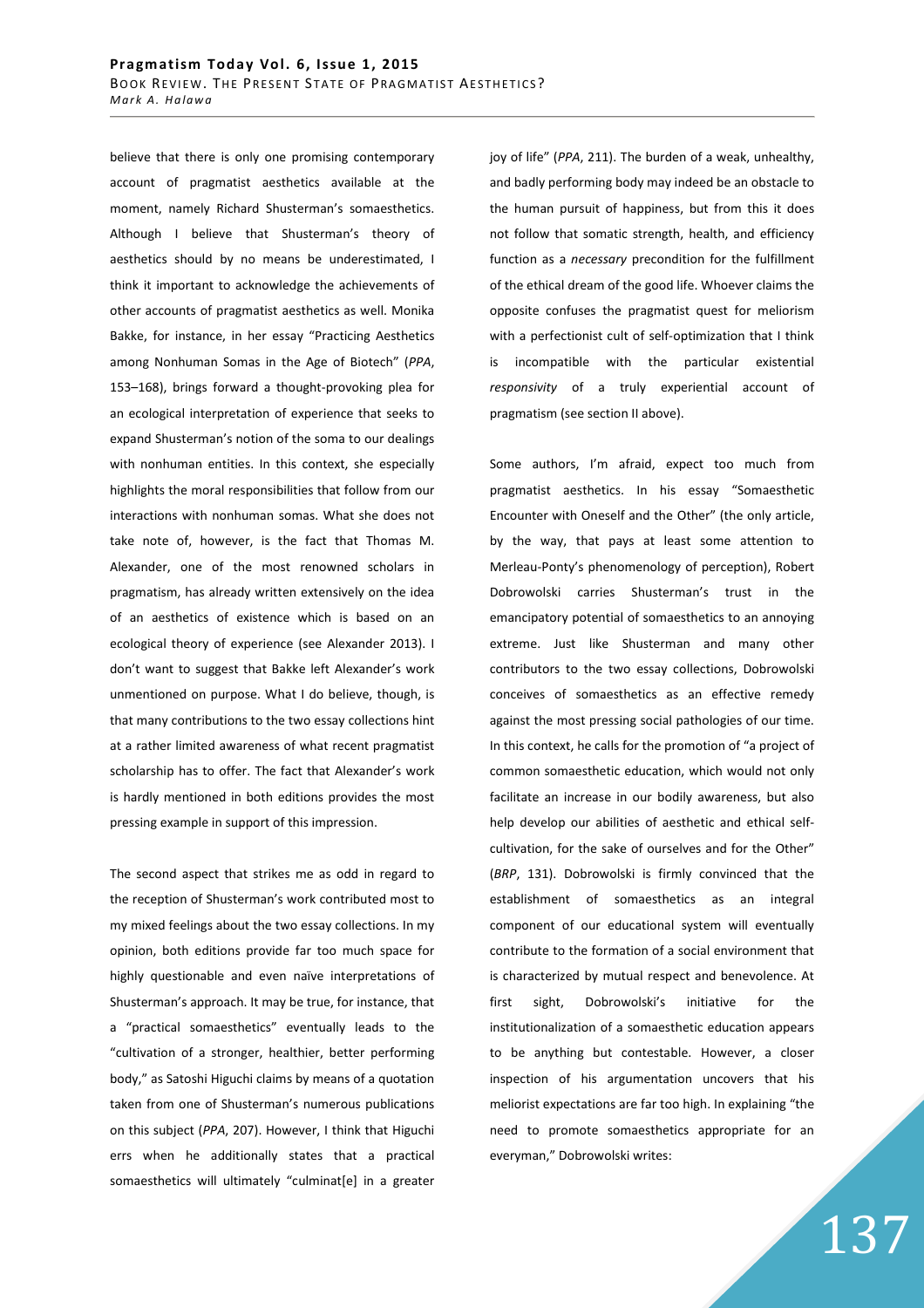believe that there is only one promising contemporary account of pragmatist aesthetics available at the moment, namely Richard Shusterman's somaesthetics. Although I believe that Shusterman's theory of aesthetics should by no means be underestimated, I think it important to acknowledge the achievements of other accounts of pragmatist aesthetics as well. Monika Bakke, for instance, in her essay "Practicing Aesthetics among Nonhuman Somas in the Age of Biotech" (*PPA*, 153–168), brings forward a thought-provoking plea for an ecological interpretation of experience that seeks to expand Shusterman's notion of the soma to our dealings with nonhuman entities. In this context, she especially highlights the moral responsibilities that follow from our interactions with nonhuman somas. What she does not take note of, however, is the fact that Thomas M. Alexander, one of the most renowned scholars in pragmatism, has already written extensively on the idea of an aesthetics of existence which is based on an ecological theory of experience (see Alexander 2013). I don't want to suggest that Bakke left Alexander's work unmentioned on purpose. What I do believe, though, is that many contributions to the two essay collections hint at a rather limited awareness of what recent pragmatist scholarship has to offer. The fact that Alexander's work is hardly mentioned in both editions provides the most pressing example in support of this impression.

The second aspect that strikes me as odd in regard to the reception of Shusterman's work contributed most to my mixed feelings about the two essay collections. In my opinion, both editions provide far too much space for highly questionable and even naïve interpretations of Shusterman's approach. It may be true, for instance, that a "practical somaesthetics" eventually leads to the "cultivation of a stronger, healthier, better performing body," as Satoshi Higuchi claims by means of a quotation taken from one of Shusterman's numerous publications on this subject (*PPA*, 207). However, I think that Higuchi errs when he additionally states that a practical somaesthetics will ultimately "culminat[e] in a greater joy of life" (*PPA*, 211). The burden of a weak, unhealthy, and badly performing body may indeed be an obstacle to the human pursuit of happiness, but from this it does not follow that somatic strength, health, and efficiency function as a *necessary* precondition for the fulfillment of the ethical dream of the good life. Whoever claims the opposite confuses the pragmatist quest for meliorism with a perfectionist cult of self-optimization that I think is incompatible with the particular existential *responsivity* of a truly experiential account of pragmatism (see section II above).

Some authors, I'm afraid, expect too much from pragmatist aesthetics. In his essay "Somaesthetic Encounter with Oneself and the Other" (the only article, by the way, that pays at least some attention to Merleau-Ponty's phenomenology of perception), Robert Dobrowolski carries Shusterman's trust in the emancipatory potential of somaesthetics to an annoying extreme. Just like Shusterman and many other contributors to the two essay collections, Dobrowolski conceives of somaesthetics as an effective remedy against the most pressing social pathologies of our time. In this context, he calls for the promotion of "a project of common somaesthetic education, which would not only facilitate an increase in our bodily awareness, but also help develop our abilities of aesthetic and ethical self-cultivation, for the sake of ourselves and for the Other" (*BRP*, 131). Dobrowolski is firmly convinced that the establishment of somaesthetics as an integral component of our educational system will eventually contribute to the formation of a social environment that is characterized by mutual respect and benevolence. At first sight, Dobrowolski's initiative for the institutionalization of a somaesthetic education appears to be anything but contestable. However, a closer inspection of his argumentation uncovers that his meliorist expectations are far too high. In explaining "the need to promote somaesthetics appropriate for an everyman," Dobrowolski writes: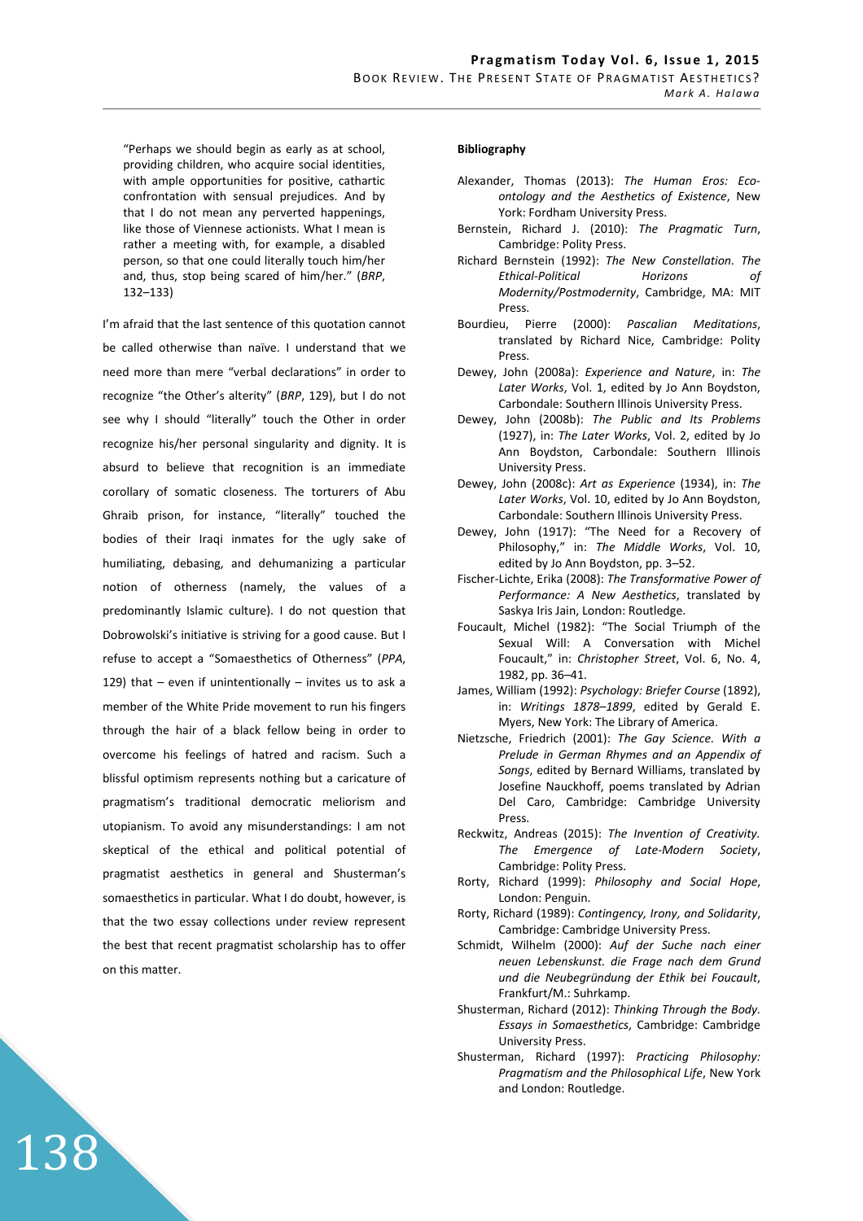> "Perhaps we should begin as early as at school, providing children, who acquire social identities, with ample opportunities for positive, cathartic confrontation with sensual prejudices. And by that I do not mean any perverted happenings, like those of Viennese actionists. What I mean is rather a meeting with, for example, a disabled person, so that one could literally touch him/her and, thus, stop being scared of him/her." (*BRP*, 132–133)

I'm afraid that the last sentence of this quotation cannot be called otherwise than naïve. I understand that we need more than mere "verbal declarations" in order to recognize "the Other's alterity" (*BRP*, 129), but I do not see why I should "literally" touch the Other in order recognize his/her personal singularity and dignity. It is absurd to believe that recognition is an immediate corollary of somatic closeness. The torturers of Abu Ghraib prison, for instance, "literally" touched the bodies of their Iraqi inmates for the ugly sake of humiliating, debasing, and dehumanizing a particular notion of otherness (namely, the values of a predominantly Islamic culture). I do not question that Dobrowolski's initiative is striving for a good cause. But I refuse to accept a "Somaesthetics of Otherness" (*PPA*, 129) that – even if unintentionally – invites us to ask a member of the White Pride movement to run his fingers through the hair of a black fellow being in order to overcome his feelings of hatred and racism. Such a blissful optimism represents nothing but a caricature of pragmatism's traditional democratic meliorism and utopianism. To avoid any misunderstandings: I am not skeptical of the ethical and political potential of pragmatist aesthetics in general and Shusterman's somaesthetics in particular. What I do doubt, however, is that the two essay collections under review represent the best that recent pragmatist scholarship has to offer on this matter.

**Bibliography**

Alexander, Thomas (2013): *The Human Eros: Eco-ontology and the Aesthetics of Existence*, New York: Fordham University Press.

Bernstein, Richard J. (2010): *The Pragmatic Turn*, Cambridge: Polity Press.

Richard Bernstein (1992): *The New Constellation. The Ethical-Political Horizons of Modernity/Postmodernity*, Cambridge, MA: MIT Press.

Bourdieu, Pierre (2000): *Pascalian Meditations*, translated by Richard Nice, Cambridge: Polity Press.

Dewey, John (2008a): *Experience and Nature*, in: *The Later Works*, Vol. 1, edited by Jo Ann Boydston, Carbondale: Southern Illinois University Press.

Dewey, John (2008b): *The Public and Its Problems* (1927), in: *The Later Works*, Vol. 2, edited by Jo Ann Boydston, Carbondale: Southern Illinois University Press.

Dewey, John (2008c): *Art as Experience* (1934), in: *The Later Works*, Vol. 10, edited by Jo Ann Boydston, Carbondale: Southern Illinois University Press.

Dewey, John (1917): "The Need for a Recovery of Philosophy," in: *The Middle Works*, Vol. 10, edited by Jo Ann Boydston, pp. 3–52.

Fischer-Lichte, Erika (2008): *The Transformative Power of Performance: A New Aesthetics*, translated by Saskya Iris Jain, London: Routledge.

Foucault, Michel (1982): "The Social Triumph of the Sexual Will: A Conversation with Michel Foucault," in: *Christopher Street*, Vol. 6, No. 4, 1982, pp. 36–41.

James, William (1992): *Psychology: Briefer Course* (1892), in: *Writings 1878–1899*, edited by Gerald E. Myers, New York: The Library of America.

Nietzsche, Friedrich (2001): *The Gay Science. With a Prelude in German Rhymes and an Appendix of Songs*, edited by Bernard Williams, translated by Josefine Nauckhoff, poems translated by Adrian Del Caro, Cambridge: Cambridge University Press.

Reckwitz, Andreas (2015): *The Invention of Creativity. The Emergence of Late-Modern Society*, Cambridge: Polity Press.

Rorty, Richard (1999): *Philosophy and Social Hope*, London: Penguin.

Rorty, Richard (1989): *Contingency, Irony, and Solidarity*, Cambridge: Cambridge University Press.

Schmidt, Wilhelm (2000): *Auf der Suche nach einer neuen Lebenskunst. die Frage nach dem Grund und die Neubegründung der Ethik bei Foucault*, Frankfurt/M.: Suhrkamp.

Shusterman, Richard (2012): *Thinking Through the Body. Essays in Somaesthetics*, Cambridge: Cambridge University Press.

Shusterman, Richard (1997): *Practicing Philosophy: Pragmatism and the Philosophical Life*, New York and London: Routledge.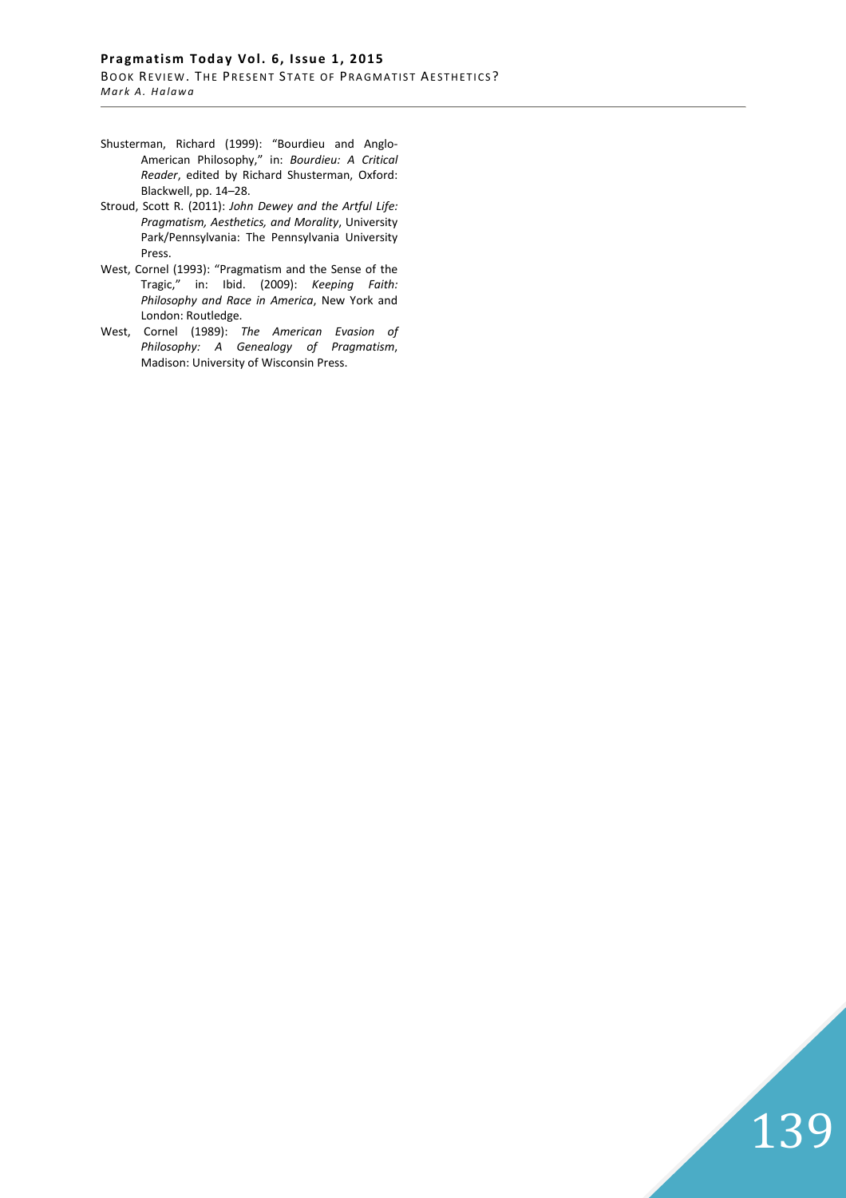Shusterman, Richard (1999): "Bourdieu and Anglo-American Philosophy," in: *Bourdieu: A Critical Reader*, edited by Richard Shusterman, Oxford: Blackwell, pp. 14–28.

Stroud, Scott R. (2011): *John Dewey and the Artful Life: Pragmatism, Aesthetics, and Morality*, University Park/Pennsylvania: The Pennsylvania University Press.

West, Cornel (1993): "Pragmatism and the Sense of the Tragic," in: Ibid. (2009): *Keeping Faith: Philosophy and Race in America*, New York and London: Routledge.

West, Cornel (1989): *The American Evasion of Philosophy: A Genealogy of Pragmatism*, Madison: University of Wisconsin Press.